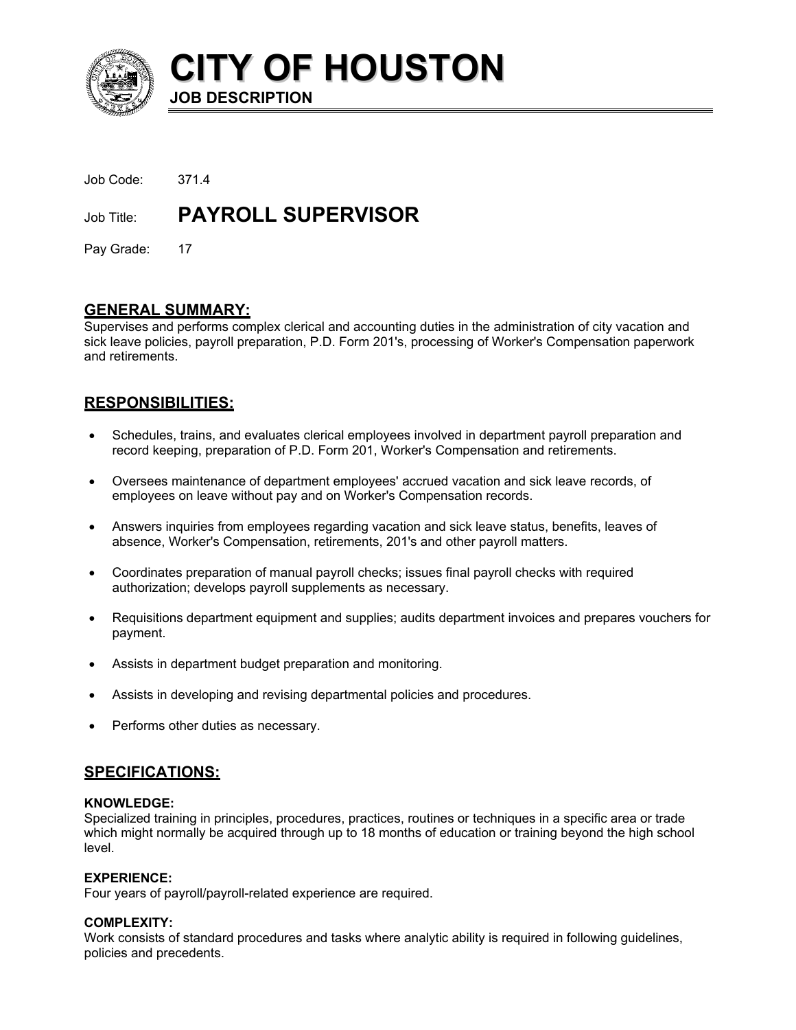# CITY OF HOUSTON

**JOB DESCRIPTION**

Job Code: 371.4

Job Title: **PAYROLL SUPERVISOR**

Pay Grade: 17

## GENERAL SUMMARY:

Supervises and performs complex clerical and accounting duties in the administration of city vacation and sick leave policies, payroll preparation, P.D. Form 201's, processing of Worker's Compensation paperwork and retirements.

## RESPONSIBILITIES:

- Schedules, trains, and evaluates clerical employees involved in department payroll preparation and record keeping, preparation of P.D. Form 201, Worker's Compensation and retirements.
- Oversees maintenance of department employees' accrued vacation and sick leave records, of employees on leave without pay and on Worker's Compensation records.
- Answers inquiries from employees regarding vacation and sick leave status, benefits, leaves of absence, Worker's Compensation, retirements, 201's and other payroll matters.
- Coordinates preparation of manual payroll checks; issues final payroll checks with required authorization; develops payroll supplements as necessary.
- Requisitions department equipment and supplies; audits department invoices and prepares vouchers for payment.
- Assists in department budget preparation and monitoring.
- Assists in developing and revising departmental policies and procedures.
- Performs other duties as necessary.

## SPECIFICATIONS:

**KNOWLEDGE:**
Specialized training in principles, procedures, practices, routines or techniques in a specific area or trade which might normally be acquired through up to 18 months of education or training beyond the high school level.

**EXPERIENCE:**
Four years of payroll/payroll-related experience are required.

**COMPLEXITY:**
Work consists of standard procedures and tasks where analytic ability is required in following guidelines, policies and precedents.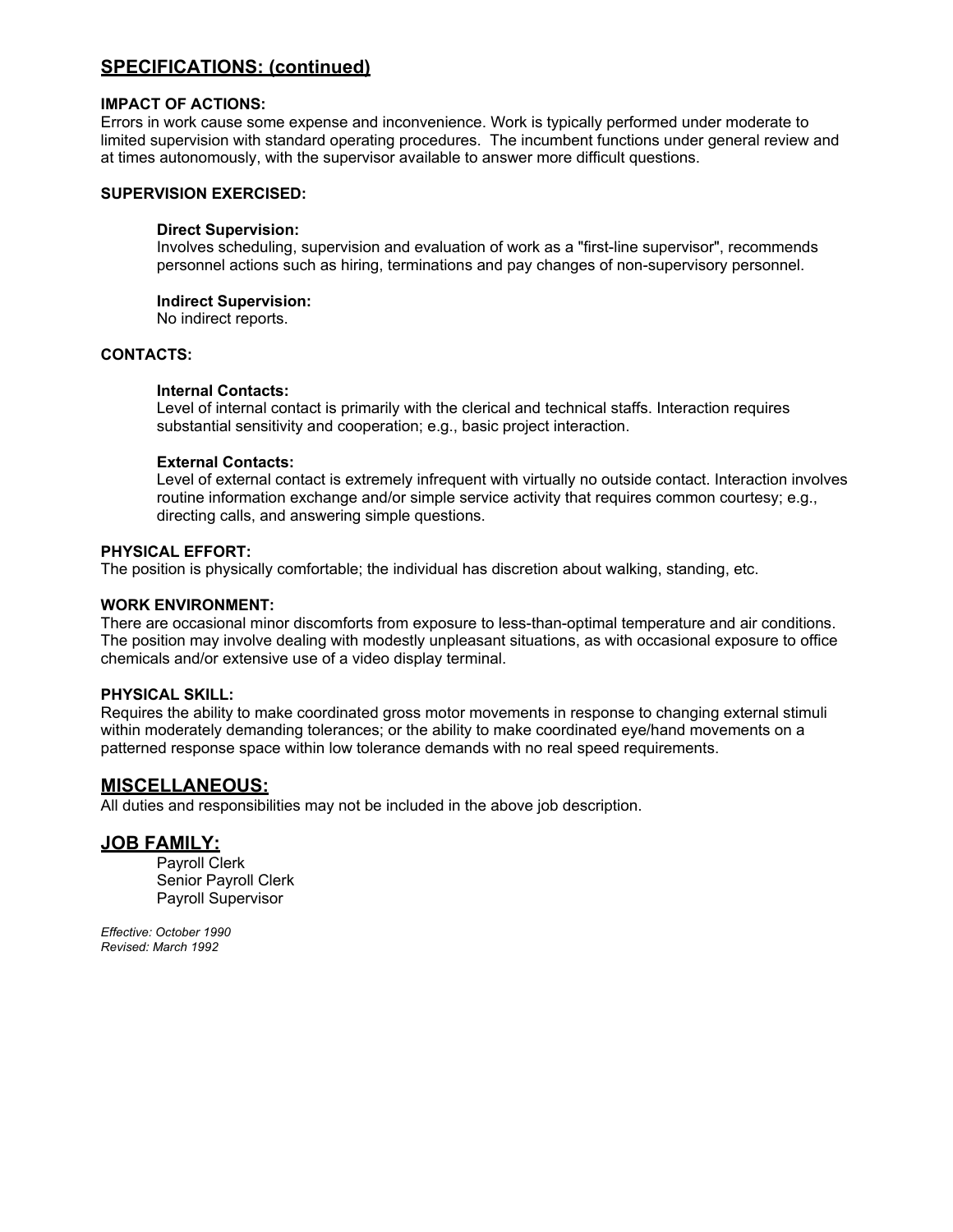## SPECIFICATIONS: (continued)

**IMPACT OF ACTIONS:**

Errors in work cause some expense and inconvenience. Work is typically performed under moderate to limited supervision with standard operating procedures. The incumbent functions under general review and at times autonomously, with the supervisor available to answer more difficult questions.

**SUPERVISION EXERCISED:**

**Direct Supervision:**

Involves scheduling, supervision and evaluation of work as a "first-line supervisor", recommends personnel actions such as hiring, terminations and pay changes of non-supervisory personnel.

**Indirect Supervision:**

No indirect reports.

**CONTACTS:**

**Internal Contacts:**

Level of internal contact is primarily with the clerical and technical staffs. Interaction requires substantial sensitivity and cooperation; e.g., basic project interaction.

**External Contacts:**

Level of external contact is extremely infrequent with virtually no outside contact. Interaction involves routine information exchange and/or simple service activity that requires common courtesy; e.g., directing calls, and answering simple questions.

**PHYSICAL EFFORT:**

The position is physically comfortable; the individual has discretion about walking, standing, etc.

**WORK ENVIRONMENT:**

There are occasional minor discomforts from exposure to less-than-optimal temperature and air conditions. The position may involve dealing with modestly unpleasant situations, as with occasional exposure to office chemicals and/or extensive use of a video display terminal.

**PHYSICAL SKILL:**

Requires the ability to make coordinated gross motor movements in response to changing external stimuli within moderately demanding tolerances; or the ability to make coordinated eye/hand movements on a patterned response space within low tolerance demands with no real speed requirements.

## MISCELLANEOUS:

All duties and responsibilities may not be included in the above job description.

## JOB FAMILY:

Payroll Clerk
Senior Payroll Clerk
Payroll Supervisor

*Effective: October 1990*
*Revised: March 1992*